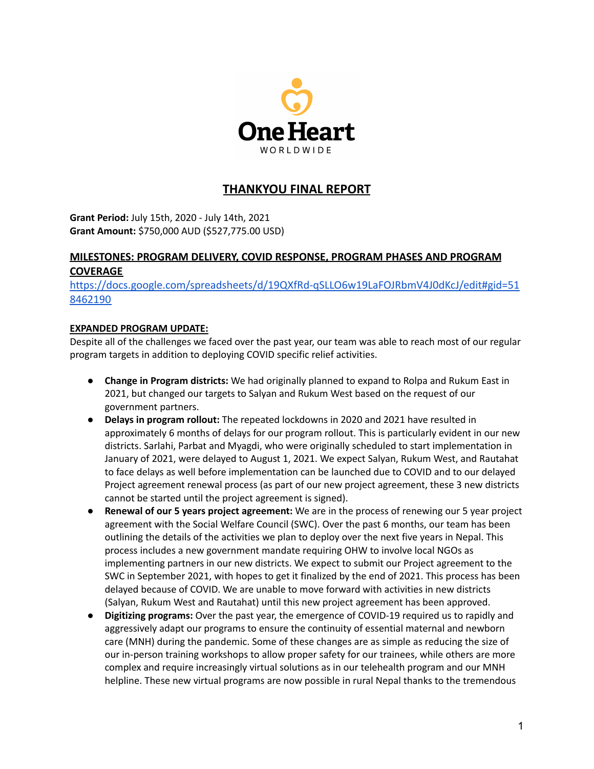One Heart WORLDWIDE

# THANKYOU FINAL REPORT

**Grant Period:** July 15th, 2020 - July 14th, 2021
**Grant Amount:** $750,000 AUD ($527,775.00 USD)

## MILESTONES: PROGRAM DELIVERY, COVID RESPONSE, PROGRAM PHASES AND PROGRAM COVERAGE

https://docs.google.com/spreadsheets/d/19QXfRd-qSLLO6w19LaFOJRbmV4J0dKcJ/edit#gid=518462190

### EXPANDED PROGRAM UPDATE:

Despite all of the challenges we faced over the past year, our team was able to reach most of our regular program targets in addition to deploying COVID specific relief activities.

- **Change in Program districts:** We had originally planned to expand to Rolpa and Rukum East in 2021, but changed our targets to Salyan and Rukum West based on the request of our government partners.
- **Delays in program rollout:** The repeated lockdowns in 2020 and 2021 have resulted in approximately 6 months of delays for our program rollout. This is particularly evident in our new districts. Sarlahi, Parbat and Myagdi, who were originally scheduled to start implementation in January of 2021, were delayed to August 1, 2021. We expect Salyan, Rukum West, and Rautahat to face delays as well before implementation can be launched due to COVID and to our delayed Project agreement renewal process (as part of our new project agreement, these 3 new districts cannot be started until the project agreement is signed).
- **Renewal of our 5 years project agreement:** We are in the process of renewing our 5 year project agreement with the Social Welfare Council (SWC). Over the past 6 months, our team has been outlining the details of the activities we plan to deploy over the next five years in Nepal. This process includes a new government mandate requiring OHW to involve local NGOs as implementing partners in our new districts. We expect to submit our Project agreement to the SWC in September 2021, with hopes to get it finalized by the end of 2021. This process has been delayed because of COVID. We are unable to move forward with activities in new districts (Salyan, Rukum West and Rautahat) until this new project agreement has been approved.
- **Digitizing programs:** Over the past year, the emergence of COVID-19 required us to rapidly and aggressively adapt our programs to ensure the continuity of essential maternal and newborn care (MNH) during the pandemic. Some of these changes are as simple as reducing the size of our in-person training workshops to allow proper safety for our trainees, while others are more complex and require increasingly virtual solutions as in our telehealth program and our MNH helpline. These new virtual programs are now possible in rural Nepal thanks to the tremendous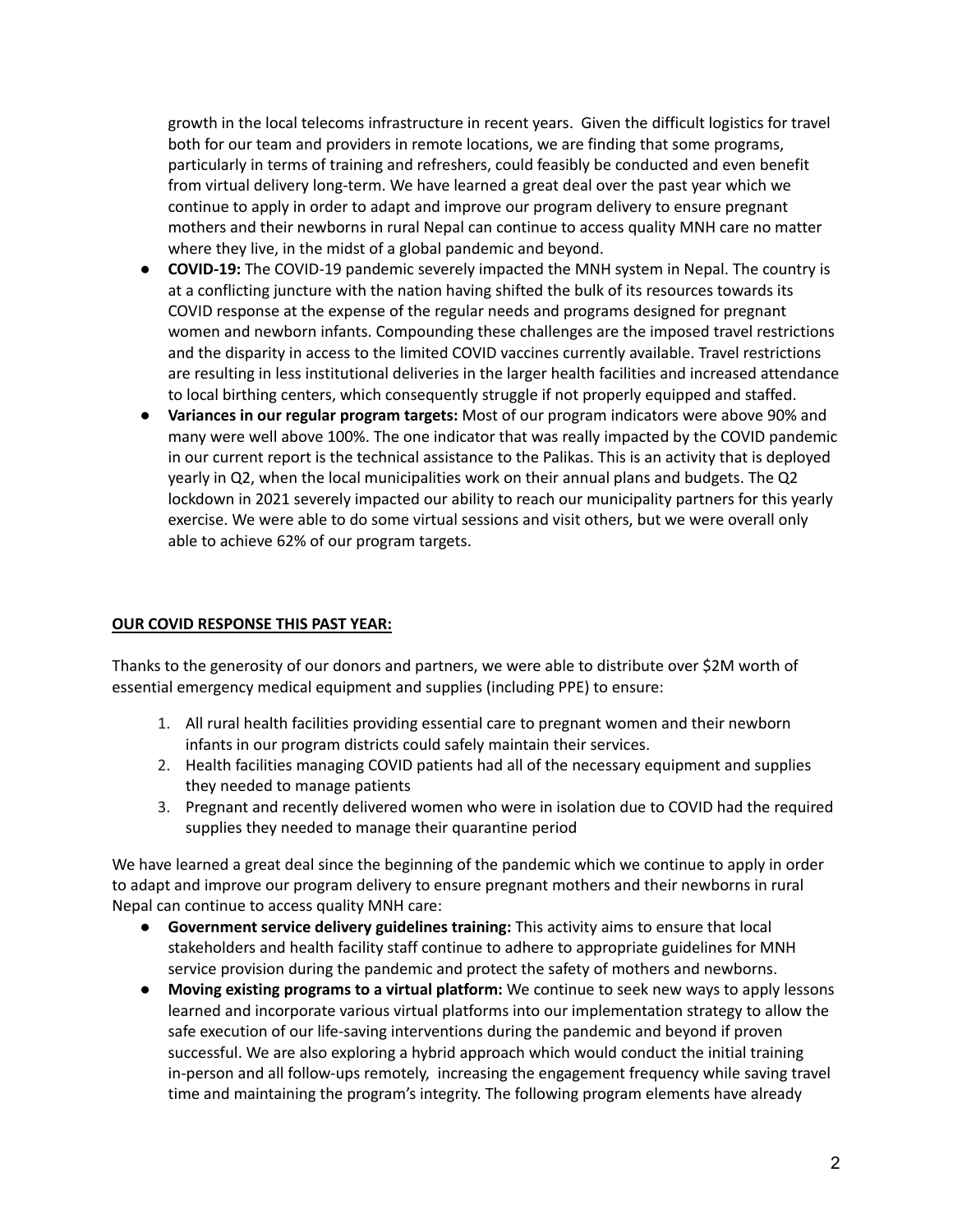growth in the local telecoms infrastructure in recent years. Given the difficult logistics for travel both for our team and providers in remote locations, we are finding that some programs, particularly in terms of training and refreshers, could feasibly be conducted and even benefit from virtual delivery long-term. We have learned a great deal over the past year which we continue to apply in order to adapt and improve our program delivery to ensure pregnant mothers and their newborns in rural Nepal can continue to access quality MNH care no matter where they live, in the midst of a global pandemic and beyond.

- **COVID-19:** The COVID-19 pandemic severely impacted the MNH system in Nepal. The country is at a conflicting juncture with the nation having shifted the bulk of its resources towards its COVID response at the expense of the regular needs and programs designed for pregnant women and newborn infants. Compounding these challenges are the imposed travel restrictions and the disparity in access to the limited COVID vaccines currently available. Travel restrictions are resulting in less institutional deliveries in the larger health facilities and increased attendance to local birthing centers, which consequently struggle if not properly equipped and staffed.
- **Variances in our regular program targets:** Most of our program indicators were above 90% and many were well above 100%. The one indicator that was really impacted by the COVID pandemic in our current report is the technical assistance to the Palikas. This is an activity that is deployed yearly in Q2, when the local municipalities work on their annual plans and budgets. The Q2 lockdown in 2021 severely impacted our ability to reach our municipality partners for this yearly exercise. We were able to do some virtual sessions and visit others, but we were overall only able to achieve 62% of our program targets.

**OUR COVID RESPONSE THIS PAST YEAR:**

Thanks to the generosity of our donors and partners, we were able to distribute over $2M worth of essential emergency medical equipment and supplies (including PPE) to ensure:

1. All rural health facilities providing essential care to pregnant women and their newborn infants in our program districts could safely maintain their services.
2. Health facilities managing COVID patients had all of the necessary equipment and supplies they needed to manage patients
3. Pregnant and recently delivered women who were in isolation due to COVID had the required supplies they needed to manage their quarantine period

We have learned a great deal since the beginning of the pandemic which we continue to apply in order to adapt and improve our program delivery to ensure pregnant mothers and their newborns in rural Nepal can continue to access quality MNH care:

- **Government service delivery guidelines training:** This activity aims to ensure that local stakeholders and health facility staff continue to adhere to appropriate guidelines for MNH service provision during the pandemic and protect the safety of mothers and newborns.
- **Moving existing programs to a virtual platform:** We continue to seek new ways to apply lessons learned and incorporate various virtual platforms into our implementation strategy to allow the safe execution of our life-saving interventions during the pandemic and beyond if proven successful. We are also exploring a hybrid approach which would conduct the initial training in-person and all follow-ups remotely, increasing the engagement frequency while saving travel time and maintaining the program's integrity. The following program elements have already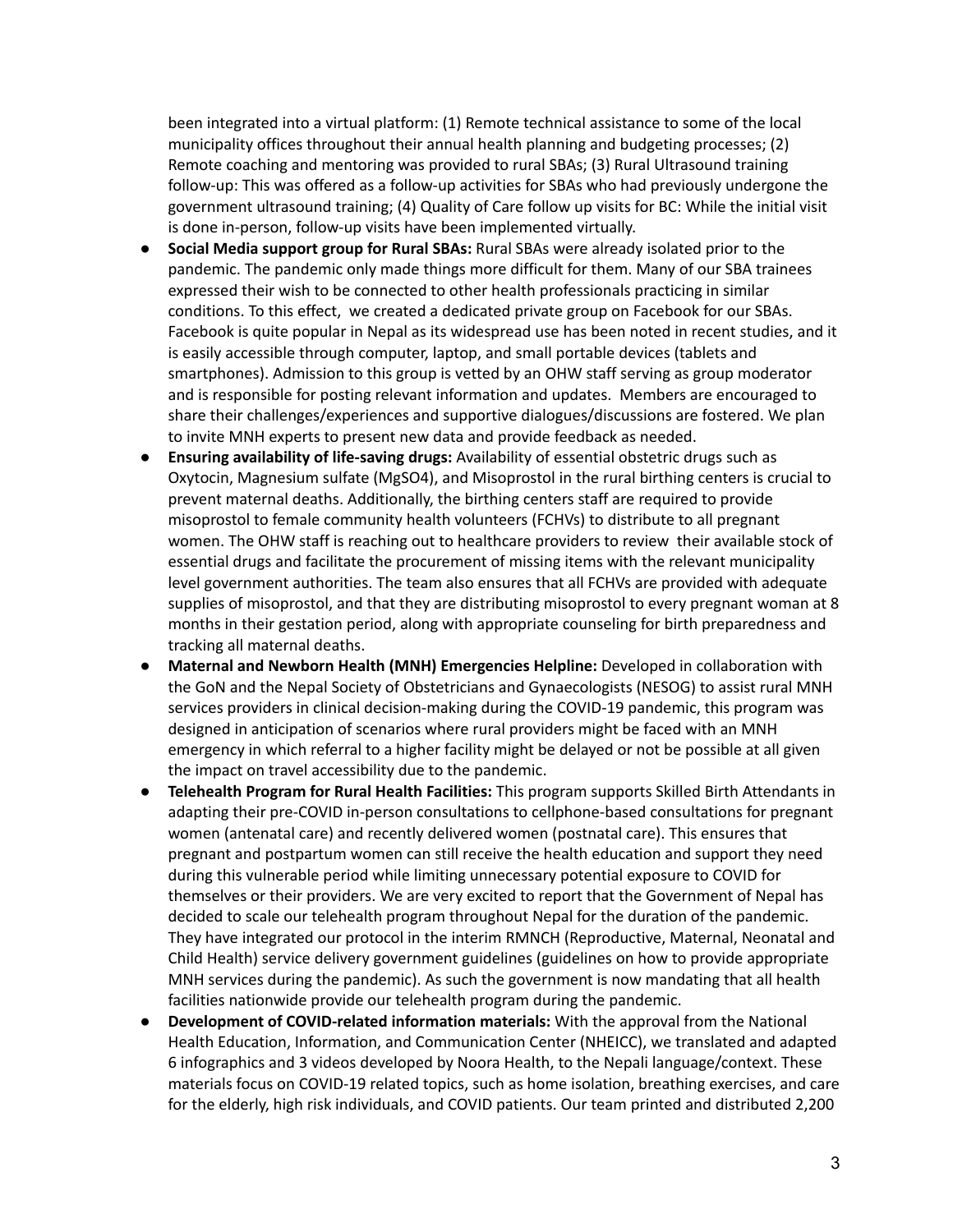been integrated into a virtual platform: (1) Remote technical assistance to some of the local municipality offices throughout their annual health planning and budgeting processes; (2) Remote coaching and mentoring was provided to rural SBAs; (3) Rural Ultrasound training follow-up: This was offered as a follow-up activities for SBAs who had previously undergone the government ultrasound training; (4) Quality of Care follow up visits for BC: While the initial visit is done in-person, follow-up visits have been implemented virtually.

- **Social Media support group for Rural SBAs:** Rural SBAs were already isolated prior to the pandemic. The pandemic only made things more difficult for them. Many of our SBA trainees expressed their wish to be connected to other health professionals practicing in similar conditions. To this effect, we created a dedicated private group on Facebook for our SBAs. Facebook is quite popular in Nepal as its widespread use has been noted in recent studies, and it is easily accessible through computer, laptop, and small portable devices (tablets and smartphones). Admission to this group is vetted by an OHW staff serving as group moderator and is responsible for posting relevant information and updates. Members are encouraged to share their challenges/experiences and supportive dialogues/discussions are fostered. We plan to invite MNH experts to present new data and provide feedback as needed.
- **Ensuring availability of life-saving drugs:** Availability of essential obstetric drugs such as Oxytocin, Magnesium sulfate (MgSO4), and Misoprostol in the rural birthing centers is crucial to prevent maternal deaths. Additionally, the birthing centers staff are required to provide misoprostol to female community health volunteers (FCHVs) to distribute to all pregnant women. The OHW staff is reaching out to healthcare providers to review their available stock of essential drugs and facilitate the procurement of missing items with the relevant municipality level government authorities. The team also ensures that all FCHVs are provided with adequate supplies of misoprostol, and that they are distributing misoprostol to every pregnant woman at 8 months in their gestation period, along with appropriate counseling for birth preparedness and tracking all maternal deaths.
- **Maternal and Newborn Health (MNH) Emergencies Helpline:** Developed in collaboration with the GoN and the Nepal Society of Obstetricians and Gynaecologists (NESOG) to assist rural MNH services providers in clinical decision-making during the COVID-19 pandemic, this program was designed in anticipation of scenarios where rural providers might be faced with an MNH emergency in which referral to a higher facility might be delayed or not be possible at all given the impact on travel accessibility due to the pandemic.
- **Telehealth Program for Rural Health Facilities:** This program supports Skilled Birth Attendants in adapting their pre-COVID in-person consultations to cellphone-based consultations for pregnant women (antenatal care) and recently delivered women (postnatal care). This ensures that pregnant and postpartum women can still receive the health education and support they need during this vulnerable period while limiting unnecessary potential exposure to COVID for themselves or their providers. We are very excited to report that the Government of Nepal has decided to scale our telehealth program throughout Nepal for the duration of the pandemic. They have integrated our protocol in the interim RMNCH (Reproductive, Maternal, Neonatal and Child Health) service delivery government guidelines (guidelines on how to provide appropriate MNH services during the pandemic). As such the government is now mandating that all health facilities nationwide provide our telehealth program during the pandemic.
- **Development of COVID-related information materials:** With the approval from the National Health Education, Information, and Communication Center (NHEICC), we translated and adapted 6 infographics and 3 videos developed by Noora Health, to the Nepali language/context. These materials focus on COVID-19 related topics, such as home isolation, breathing exercises, and care for the elderly, high risk individuals, and COVID patients. Our team printed and distributed 2,200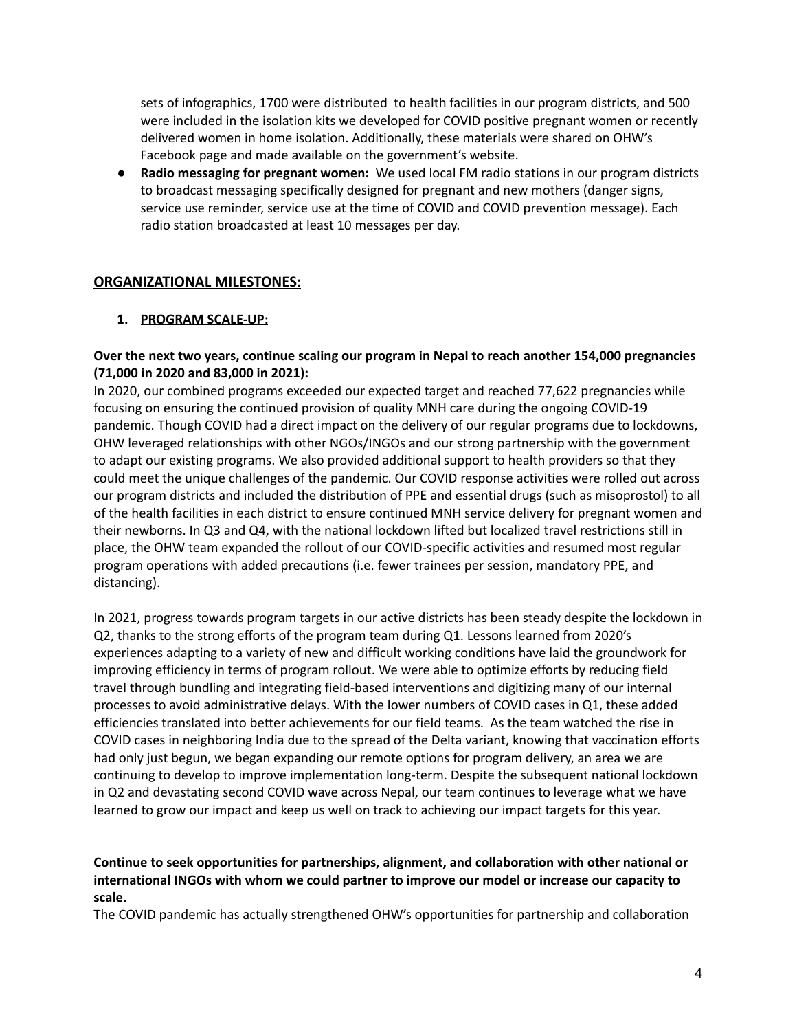sets of infographics, 1700 were distributed to health facilities in our program districts, and 500 were included in the isolation kits we developed for COVID positive pregnant women or recently delivered women in home isolation. Additionally, these materials were shared on OHW's Facebook page and made available on the government's website.

- **Radio messaging for pregnant women:** We used local FM radio stations in our program districts to broadcast messaging specifically designed for pregnant and new mothers (danger signs, service use reminder, service use at the time of COVID and COVID prevention message). Each radio station broadcasted at least 10 messages per day.

## ORGANIZATIONAL MILESTONES:

### 1. PROGRAM SCALE-UP:

**Over the next two years, continue scaling our program in Nepal to reach another 154,000 pregnancies (71,000 in 2020 and 83,000 in 2021):**

In 2020, our combined programs exceeded our expected target and reached 77,622 pregnancies while focusing on ensuring the continued provision of quality MNH care during the ongoing COVID-19 pandemic. Though COVID had a direct impact on the delivery of our regular programs due to lockdowns, OHW leveraged relationships with other NGOs/INGOs and our strong partnership with the government to adapt our existing programs. We also provided additional support to health providers so that they could meet the unique challenges of the pandemic. Our COVID response activities were rolled out across our program districts and included the distribution of PPE and essential drugs (such as misoprostol) to all of the health facilities in each district to ensure continued MNH service delivery for pregnant women and their newborns. In Q3 and Q4, with the national lockdown lifted but localized travel restrictions still in place, the OHW team expanded the rollout of our COVID-specific activities and resumed most regular program operations with added precautions (i.e. fewer trainees per session, mandatory PPE, and distancing).

In 2021, progress towards program targets in our active districts has been steady despite the lockdown in Q2, thanks to the strong efforts of the program team during Q1. Lessons learned from 2020's experiences adapting to a variety of new and difficult working conditions have laid the groundwork for improving efficiency in terms of program rollout. We were able to optimize efforts by reducing field travel through bundling and integrating field-based interventions and digitizing many of our internal processes to avoid administrative delays. With the lower numbers of COVID cases in Q1, these added efficiencies translated into better achievements for our field teams. As the team watched the rise in COVID cases in neighboring India due to the spread of the Delta variant, knowing that vaccination efforts had only just begun, we began expanding our remote options for program delivery, an area we are continuing to develop to improve implementation long-term. Despite the subsequent national lockdown in Q2 and devastating second COVID wave across Nepal, our team continues to leverage what we have learned to grow our impact and keep us well on track to achieving our impact targets for this year.

**Continue to seek opportunities for partnerships, alignment, and collaboration with other national or international INGOs with whom we could partner to improve our model or increase our capacity to scale.**

The COVID pandemic has actually strengthened OHW's opportunities for partnership and collaboration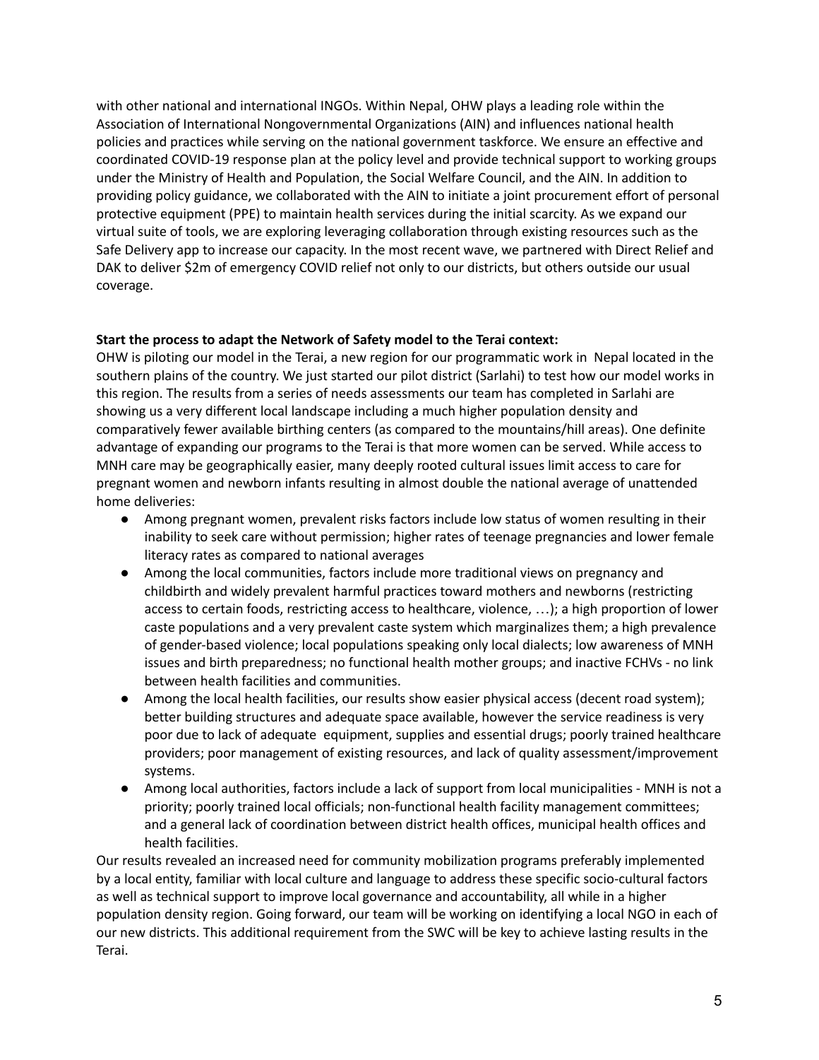with other national and international INGOs. Within Nepal, OHW plays a leading role within the Association of International Nongovernmental Organizations (AIN) and influences national health policies and practices while serving on the national government taskforce. We ensure an effective and coordinated COVID-19 response plan at the policy level and provide technical support to working groups under the Ministry of Health and Population, the Social Welfare Council, and the AIN. In addition to providing policy guidance, we collaborated with the AIN to initiate a joint procurement effort of personal protective equipment (PPE) to maintain health services during the initial scarcity. As we expand our virtual suite of tools, we are exploring leveraging collaboration through existing resources such as the Safe Delivery app to increase our capacity. In the most recent wave, we partnered with Direct Relief and DAK to deliver $2m of emergency COVID relief not only to our districts, but others outside our usual coverage.

**Start the process to adapt the Network of Safety model to the Terai context:**

OHW is piloting our model in the Terai, a new region for our programmatic work in Nepal located in the southern plains of the country. We just started our pilot district (Sarlahi) to test how our model works in this region. The results from a series of needs assessments our team has completed in Sarlahi are showing us a very different local landscape including a much higher population density and comparatively fewer available birthing centers (as compared to the mountains/hill areas). One definite advantage of expanding our programs to the Terai is that more women can be served. While access to MNH care may be geographically easier, many deeply rooted cultural issues limit access to care for pregnant women and newborn infants resulting in almost double the national average of unattended home deliveries:

- Among pregnant women, prevalent risks factors include low status of women resulting in their inability to seek care without permission; higher rates of teenage pregnancies and lower female literacy rates as compared to national averages
- Among the local communities, factors include more traditional views on pregnancy and childbirth and widely prevalent harmful practices toward mothers and newborns (restricting access to certain foods, restricting access to healthcare, violence, …); a high proportion of lower caste populations and a very prevalent caste system which marginalizes them; a high prevalence of gender-based violence; local populations speaking only local dialects; low awareness of MNH issues and birth preparedness; no functional health mother groups; and inactive FCHVs - no link between health facilities and communities.
- Among the local health facilities, our results show easier physical access (decent road system); better building structures and adequate space available, however the service readiness is very poor due to lack of adequate equipment, supplies and essential drugs; poorly trained healthcare providers; poor management of existing resources, and lack of quality assessment/improvement systems.
- Among local authorities, factors include a lack of support from local municipalities - MNH is not a priority; poorly trained local officials; non-functional health facility management committees; and a general lack of coordination between district health offices, municipal health offices and health facilities.

Our results revealed an increased need for community mobilization programs preferably implemented by a local entity, familiar with local culture and language to address these specific socio-cultural factors as well as technical support to improve local governance and accountability, all while in a higher population density region. Going forward, our team will be working on identifying a local NGO in each of our new districts. This additional requirement from the SWC will be key to achieve lasting results in the Terai.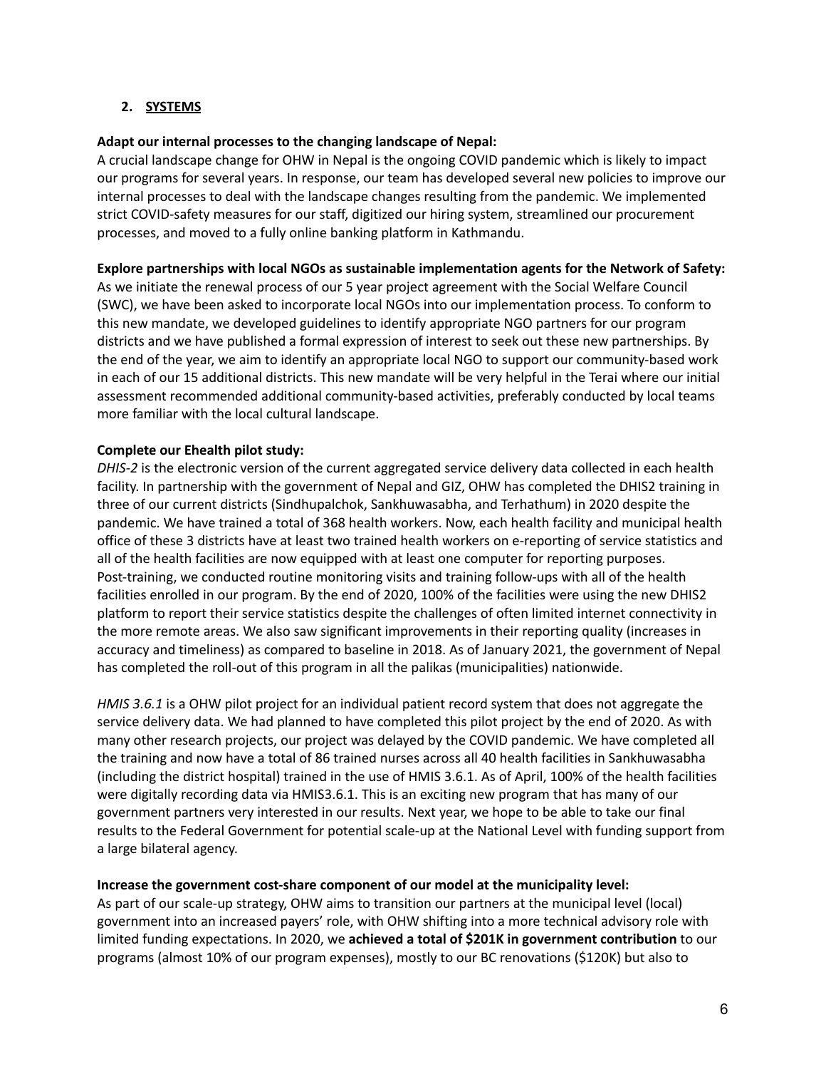## 2. SYSTEMS

**Adapt our internal processes to the changing landscape of Nepal:**
A crucial landscape change for OHW in Nepal is the ongoing COVID pandemic which is likely to impact our programs for several years. In response, our team has developed several new policies to improve our internal processes to deal with the landscape changes resulting from the pandemic. We implemented strict COVID-safety measures for our staff, digitized our hiring system, streamlined our procurement processes, and moved to a fully online banking platform in Kathmandu.

**Explore partnerships with local NGOs as sustainable implementation agents for the Network of Safety:**
As we initiate the renewal process of our 5 year project agreement with the Social Welfare Council (SWC), we have been asked to incorporate local NGOs into our implementation process. To conform to this new mandate, we developed guidelines to identify appropriate NGO partners for our program districts and we have published a formal expression of interest to seek out these new partnerships. By the end of the year, we aim to identify an appropriate local NGO to support our community-based work in each of our 15 additional districts. This new mandate will be very helpful in the Terai where our initial assessment recommended additional community-based activities, preferably conducted by local teams more familiar with the local cultural landscape.

**Complete our Ehealth pilot study:**
*DHIS-2* is the electronic version of the current aggregated service delivery data collected in each health facility. In partnership with the government of Nepal and GIZ, OHW has completed the DHIS2 training in three of our current districts (Sindhupalchok, Sankhuwasabha, and Terhathum) in 2020 despite the pandemic. We have trained a total of 368 health workers. Now, each health facility and municipal health office of these 3 districts have at least two trained health workers on e-reporting of service statistics and all of the health facilities are now equipped with at least one computer for reporting purposes. Post-training, we conducted routine monitoring visits and training follow-ups with all of the health facilities enrolled in our program. By the end of 2020, 100% of the facilities were using the new DHIS2 platform to report their service statistics despite the challenges of often limited internet connectivity in the more remote areas. We also saw significant improvements in their reporting quality (increases in accuracy and timeliness) as compared to baseline in 2018. As of January 2021, the government of Nepal has completed the roll-out of this program in all the palikas (municipalities) nationwide.

*HMIS 3.6.1* is a OHW pilot project for an individual patient record system that does not aggregate the service delivery data. We had planned to have completed this pilot project by the end of 2020. As with many other research projects, our project was delayed by the COVID pandemic. We have completed all the training and now have a total of 86 trained nurses across all 40 health facilities in Sankhuwasabha (including the district hospital) trained in the use of HMIS 3.6.1. As of April, 100% of the health facilities were digitally recording data via HMIS3.6.1. This is an exciting new program that has many of our government partners very interested in our results. Next year, we hope to be able to take our final results to the Federal Government for potential scale-up at the National Level with funding support from a large bilateral agency.

**Increase the government cost-share component of our model at the municipality level:**
As part of our scale-up strategy, OHW aims to transition our partners at the municipal level (local) government into an increased payers' role, with OHW shifting into a more technical advisory role with limited funding expectations. In 2020, we **achieved a total of $201K in government contribution** to our programs (almost 10% of our program expenses), mostly to our BC renovations ($120K) but also to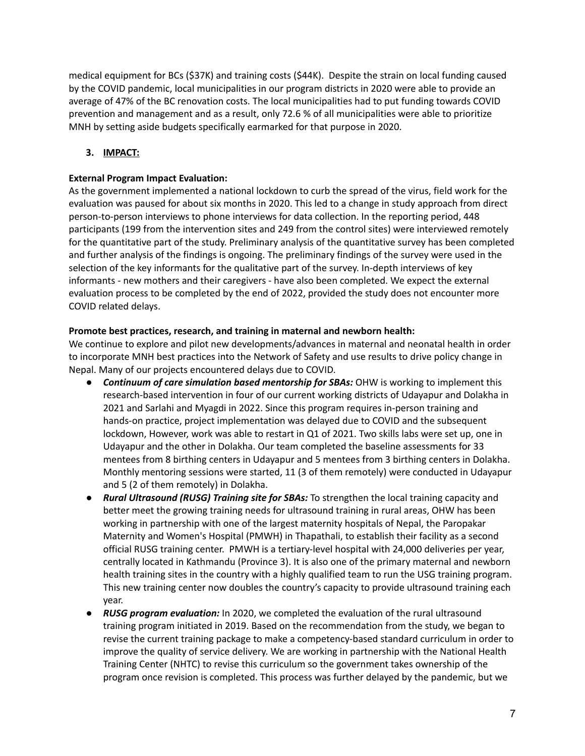medical equipment for BCs ($37K) and training costs ($44K). Despite the strain on local funding caused by the COVID pandemic, local municipalities in our program districts in 2020 were able to provide an average of 47% of the BC renovation costs. The local municipalities had to put funding towards COVID prevention and management and as a result, only 72.6 % of all municipalities were able to prioritize MNH by setting aside budgets specifically earmarked for that purpose in 2020.

## 3. IMPACT:

**External Program Impact Evaluation:**
As the government implemented a national lockdown to curb the spread of the virus, field work for the evaluation was paused for about six months in 2020. This led to a change in study approach from direct person-to-person interviews to phone interviews for data collection. In the reporting period, 448 participants (199 from the intervention sites and 249 from the control sites) were interviewed remotely for the quantitative part of the study. Preliminary analysis of the quantitative survey has been completed and further analysis of the findings is ongoing. The preliminary findings of the survey were used in the selection of the key informants for the qualitative part of the survey. In-depth interviews of key informants - new mothers and their caregivers - have also been completed. We expect the external evaluation process to be completed by the end of 2022, provided the study does not encounter more COVID related delays.

**Promote best practices, research, and training in maternal and newborn health:**
We continue to explore and pilot new developments/advances in maternal and neonatal health in order to incorporate MNH best practices into the Network of Safety and use results to drive policy change in Nepal. Many of our projects encountered delays due to COVID.

- ***Continuum of care simulation based mentorship for SBAs:*** OHW is working to implement this research-based intervention in four of our current working districts of Udayapur and Dolakha in 2021 and Sarlahi and Myagdi in 2022. Since this program requires in-person training and hands-on practice, project implementation was delayed due to COVID and the subsequent lockdown, However, work was able to restart in Q1 of 2021. Two skills labs were set up, one in Udayapur and the other in Dolakha. Our team completed the baseline assessments for 33 mentees from 8 birthing centers in Udayapur and 5 mentees from 3 birthing centers in Dolakha. Monthly mentoring sessions were started, 11 (3 of them remotely) were conducted in Udayapur and 5 (2 of them remotely) in Dolakha.
- ***Rural Ultrasound (RUSG) Training site for SBAs:*** To strengthen the local training capacity and better meet the growing training needs for ultrasound training in rural areas, OHW has been working in partnership with one of the largest maternity hospitals of Nepal, the Paropakar Maternity and Women's Hospital (PMWH) in Thapathali, to establish their facility as a second official RUSG training center. PMWH is a tertiary-level hospital with 24,000 deliveries per year, centrally located in Kathmandu (Province 3). It is also one of the primary maternal and newborn health training sites in the country with a highly qualified team to run the USG training program. This new training center now doubles the country's capacity to provide ultrasound training each year.
- ***RUSG program evaluation:*** In 2020, we completed the evaluation of the rural ultrasound training program initiated in 2019. Based on the recommendation from the study, we began to revise the current training package to make a competency-based standard curriculum in order to improve the quality of service delivery. We are working in partnership with the National Health Training Center (NHTC) to revise this curriculum so the government takes ownership of the program once revision is completed. This process was further delayed by the pandemic, but we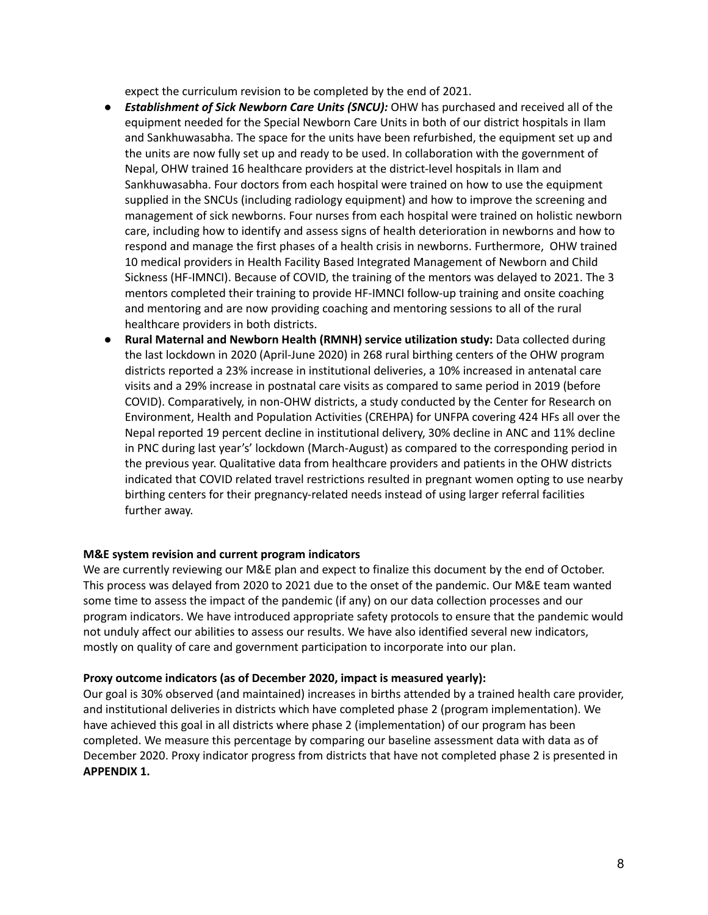expect the curriculum revision to be completed by the end of 2021.

- ***Establishment of Sick Newborn Care Units (SNCU):*** OHW has purchased and received all of the equipment needed for the Special Newborn Care Units in both of our district hospitals in Ilam and Sankhuwasabha. The space for the units have been refurbished, the equipment set up and the units are now fully set up and ready to be used. In collaboration with the government of Nepal, OHW trained 16 healthcare providers at the district-level hospitals in Ilam and Sankhuwasabha. Four doctors from each hospital were trained on how to use the equipment supplied in the SNCUs (including radiology equipment) and how to improve the screening and management of sick newborns. Four nurses from each hospital were trained on holistic newborn care, including how to identify and assess signs of health deterioration in newborns and how to respond and manage the first phases of a health crisis in newborns. Furthermore, OHW trained 10 medical providers in Health Facility Based Integrated Management of Newborn and Child Sickness (HF-IMNCI). Because of COVID, the training of the mentors was delayed to 2021. The 3 mentors completed their training to provide HF-IMNCI follow-up training and onsite coaching and mentoring and are now providing coaching and mentoring sessions to all of the rural healthcare providers in both districts.
- **Rural Maternal and Newborn Health (RMNH) service utilization study:** Data collected during the last lockdown in 2020 (April-June 2020) in 268 rural birthing centers of the OHW program districts reported a 23% increase in institutional deliveries, a 10% increased in antenatal care visits and a 29% increase in postnatal care visits as compared to same period in 2019 (before COVID). Comparatively, in non-OHW districts, a study conducted by the Center for Research on Environment, Health and Population Activities (CREHPA) for UNFPA covering 424 HFs all over the Nepal reported 19 percent decline in institutional delivery, 30% decline in ANC and 11% decline in PNC during last year's' lockdown (March-August) as compared to the corresponding period in the previous year. Qualitative data from healthcare providers and patients in the OHW districts indicated that COVID related travel restrictions resulted in pregnant women opting to use nearby birthing centers for their pregnancy-related needs instead of using larger referral facilities further away.

**M&E system revision and current program indicators**

We are currently reviewing our M&E plan and expect to finalize this document by the end of October. This process was delayed from 2020 to 2021 due to the onset of the pandemic. Our M&E team wanted some time to assess the impact of the pandemic (if any) on our data collection processes and our program indicators. We have introduced appropriate safety protocols to ensure that the pandemic would not unduly affect our abilities to assess our results. We have also identified several new indicators, mostly on quality of care and government participation to incorporate into our plan.

**Proxy outcome indicators (as of December 2020, impact is measured yearly):**

Our goal is 30% observed (and maintained) increases in births attended by a trained health care provider, and institutional deliveries in districts which have completed phase 2 (program implementation). We have achieved this goal in all districts where phase 2 (implementation) of our program has been completed. We measure this percentage by comparing our baseline assessment data with data as of December 2020. Proxy indicator progress from districts that have not completed phase 2 is presented in **APPENDIX 1.**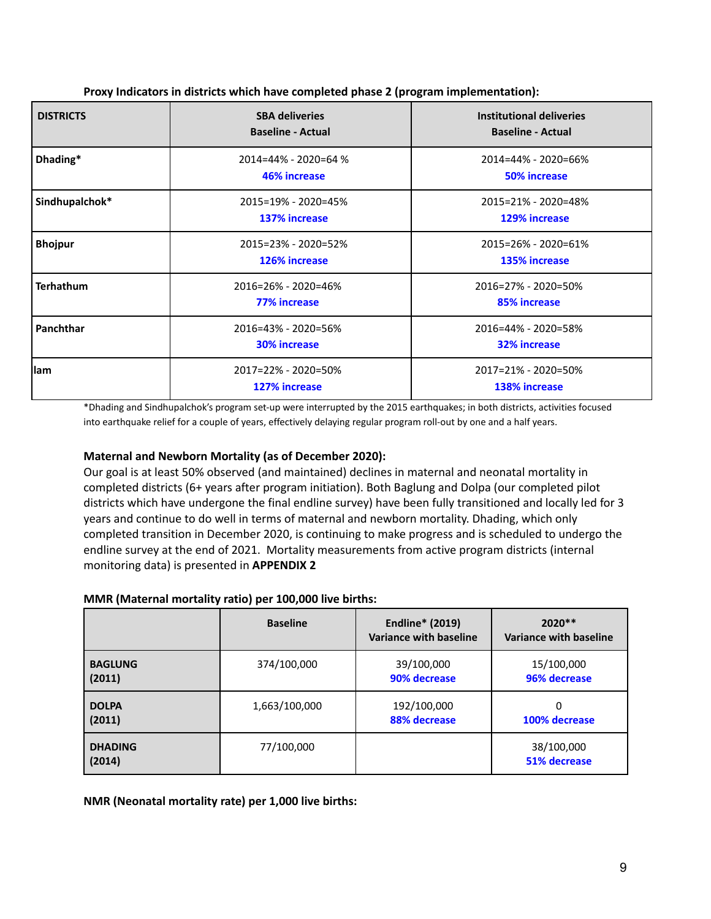**Proxy Indicators in districts which have completed phase 2 (program implementation):**

| DISTRICTS | SBA deliveries<br>Baseline - Actual | Institutional deliveries<br>Baseline - Actual |
|---|---|---|
| **Dhading*** | 2014=44% - 2020=64 %<br>**46% increase** | 2014=44% - 2020=66%<br>**50% increase** |
| **Sindhupalchok*** | 2015=19% - 2020=45%<br>**137% increase** | 2015=21% - 2020=48%<br>**129% increase** |
| **Bhojpur** | 2015=23% - 2020=52%<br>**126% increase** | 2015=26% - 2020=61%<br>**135% increase** |
| **Terhathum** | 2016=26% - 2020=46%<br>**77% increase** | 2016=27% - 2020=50%<br>**85% increase** |
| **Panchthar** | 2016=43% - 2020=56%<br>**30% increase** | 2016=44% - 2020=58%<br>**32% increase** |
| **Ilam** | 2017=22% - 2020=50%<br>**127% increase** | 2017=21% - 2020=50%<br>**138% increase** |

*Dhading and Sindhupalchok's program set-up were interrupted by the 2015 earthquakes; in both districts, activities focused into earthquake relief for a couple of years, effectively delaying regular program roll-out by one and a half years.

**Maternal and Newborn Mortality (as of December 2020):**

Our goal is at least 50% observed (and maintained) declines in maternal and neonatal mortality in completed districts (6+ years after program initiation). Both Baglung and Dolpa (our completed pilot districts which have undergone the final endline survey) have been fully transitioned and locally led for 3 years and continue to do well in terms of maternal and newborn mortality. Dhading, which only completed transition in December 2020, is continuing to make progress and is scheduled to undergo the endline survey at the end of 2021. Mortality measurements from active program districts (internal monitoring data) is presented in **APPENDIX 2**

**MMR (Maternal mortality ratio) per 100,000 live births:**

| | Baseline | Endline* (2019)<br>Variance with baseline | 2020**<br>Variance with baseline |
|---|---|---|---|
| **BAGLUNG (2011)** | 374/100,000 | 39/100,000<br>**90% decrease** | 15/100,000<br>**96% decrease** |
| **DOLPA (2011)** | 1,663/100,000 | 192/100,000<br>**88% decrease** | 0<br>**100% decrease** |
| **DHADING (2014)** | 77/100,000 | | 38/100,000<br>**51% decrease** |

**NMR (Neonatal mortality rate) per 1,000 live births:**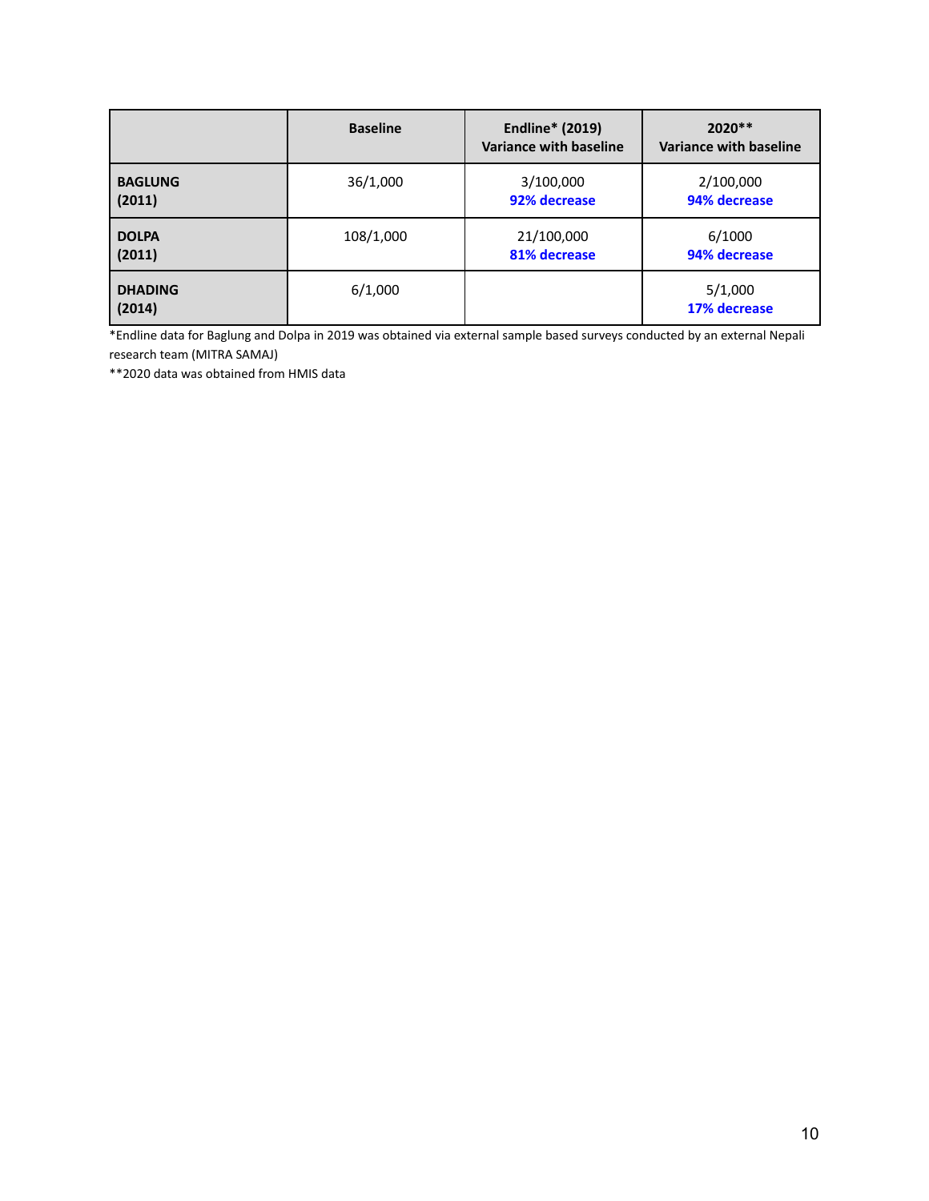| | Baseline | Endline* (2019) Variance with baseline | 2020** Variance with baseline |
|---|---|---|---|
| **BAGLUNG (2011)** | 36/1,000 | 3/100,000 **92% decrease** | 2/100,000 **94% decrease** |
| **DOLPA (2011)** | 108/1,000 | 21/100,000 **81% decrease** | 6/1000 **94% decrease** |
| **DHADING (2014)** | 6/1,000 | | 5/1,000 **17% decrease** |

*Endline data for Baglung and Dolpa in 2019 was obtained via external sample based surveys conducted by an external Nepali research team (MITRA SAMAJ)

**2020 data was obtained from HMIS data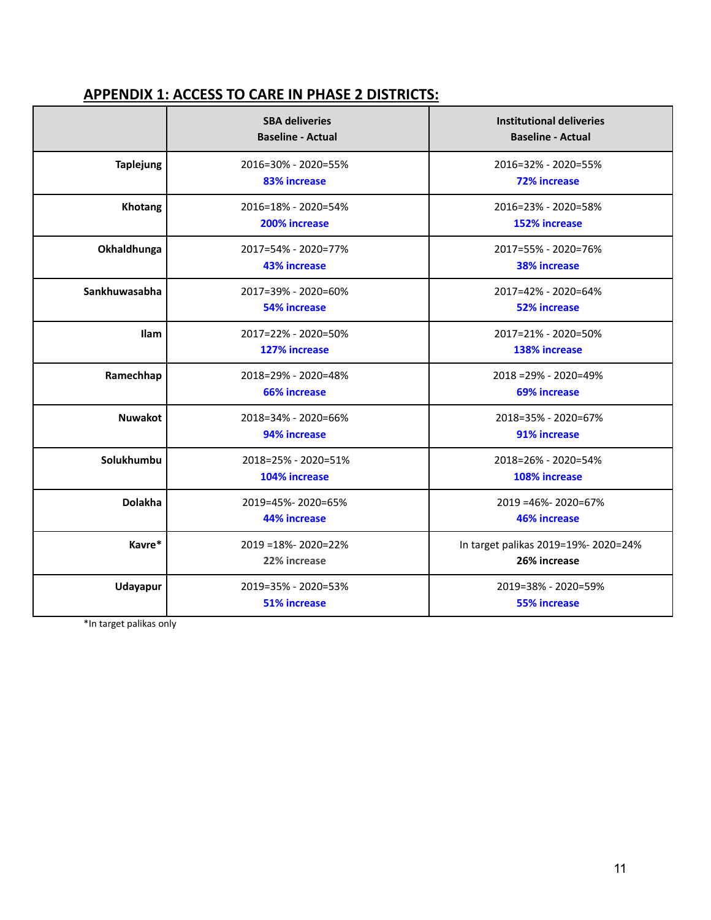## APPENDIX 1: ACCESS TO CARE IN PHASE 2 DISTRICTS:

| | SBA deliveries<br>Baseline - Actual | Institutional deliveries<br>Baseline - Actual |
|---|---|---|
| **Taplejung** | 2016=30% - 2020=55%<br>**83% increase** | 2016=32% - 2020=55%<br>**72% increase** |
| **Khotang** | 2016=18% - 2020=54%<br>**200% increase** | 2016=23% - 2020=58%<br>**152% increase** |
| **Okhaldhunga** | 2017=54% - 2020=77%<br>**43% increase** | 2017=55% - 2020=76%<br>**38% increase** |
| **Sankhuwasabha** | 2017=39% - 2020=60%<br>**54% increase** | 2017=42% - 2020=64%<br>**52% increase** |
| **Ilam** | 2017=22% - 2020=50%<br>**127% increase** | 2017=21% - 2020=50%<br>**138% increase** |
| **Ramechhap** | 2018=29% - 2020=48%<br>**66% increase** | 2018 =29% - 2020=49%<br>**69% increase** |
| **Nuwakot** | 2018=34% - 2020=66%<br>**94% increase** | 2018=35% - 2020=67%<br>**91% increase** |
| **Solukhumbu** | 2018=25% - 2020=51%<br>**104% increase** | 2018=26% - 2020=54%<br>**108% increase** |
| **Dolakha** | 2019=45%- 2020=65%<br>**44% increase** | 2019 =46%- 2020=67%<br>**46% increase** |
| **Kavre*** | 2019 =18%- 2020=22%<br>22% increase | In target palikas 2019=19%- 2020=24%<br>**26% increase** |
| **Udayapur** | 2019=35% - 2020=53%<br>**51% increase** | 2019=38% - 2020=59%<br>**55% increase** |

*In target palikas only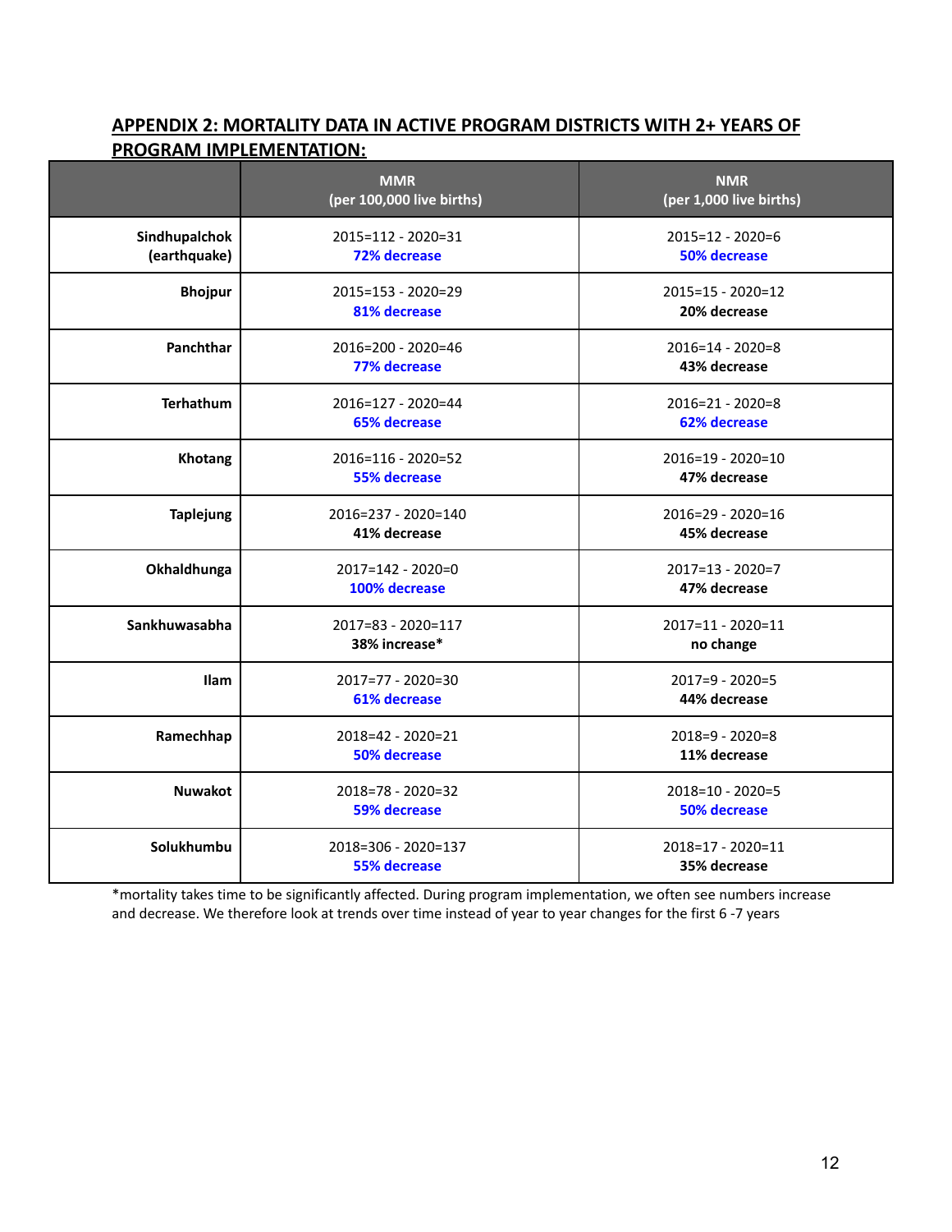## APPENDIX 2: MORTALITY DATA IN ACTIVE PROGRAM DISTRICTS WITH 2+ YEARS OF PROGRAM IMPLEMENTATION:

| | MMR (per 100,000 live births) | NMR (per 1,000 live births) |
|---|---|---|
| **Sindhupalchok (earthquake)** | 2015=112 - 2020=31 **72% decrease** | 2015=12 - 2020=6 **50% decrease** |
| **Bhojpur** | 2015=153 - 2020=29 **81% decrease** | 2015=15 - 2020=12 **20% decrease** |
| **Panchthar** | 2016=200 - 2020=46 **77% decrease** | 2016=14 - 2020=8 **43% decrease** |
| **Terhathum** | 2016=127 - 2020=44 **65% decrease** | 2016=21 - 2020=8 **62% decrease** |
| **Khotang** | 2016=116 - 2020=52 **55% decrease** | 2016=19 - 2020=10 **47% decrease** |
| **Taplejung** | 2016=237 - 2020=140 **41% decrease** | 2016=29 - 2020=16 **45% decrease** |
| **Okhaldhunga** | 2017=142 - 2020=0 **100% decrease** | 2017=13 - 2020=7 **47% decrease** |
| **Sankhuwasabha** | 2017=83 - 2020=117 **38% increase*** | 2017=11 - 2020=11 **no change** |
| **Ilam** | 2017=77 - 2020=30 **61% decrease** | 2017=9 - 2020=5 **44% decrease** |
| **Ramechhap** | 2018=42 - 2020=21 **50% decrease** | 2018=9 - 2020=8 **11% decrease** |
| **Nuwakot** | 2018=78 - 2020=32 **59% decrease** | 2018=10 - 2020=5 **50% decrease** |
| **Solukhumbu** | 2018=306 - 2020=137 **55% decrease** | 2018=17 - 2020=11 **35% decrease** |

*mortality takes time to be significantly affected. During program implementation, we often see numbers increase and decrease. We therefore look at trends over time instead of year to year changes for the first 6 -7 years